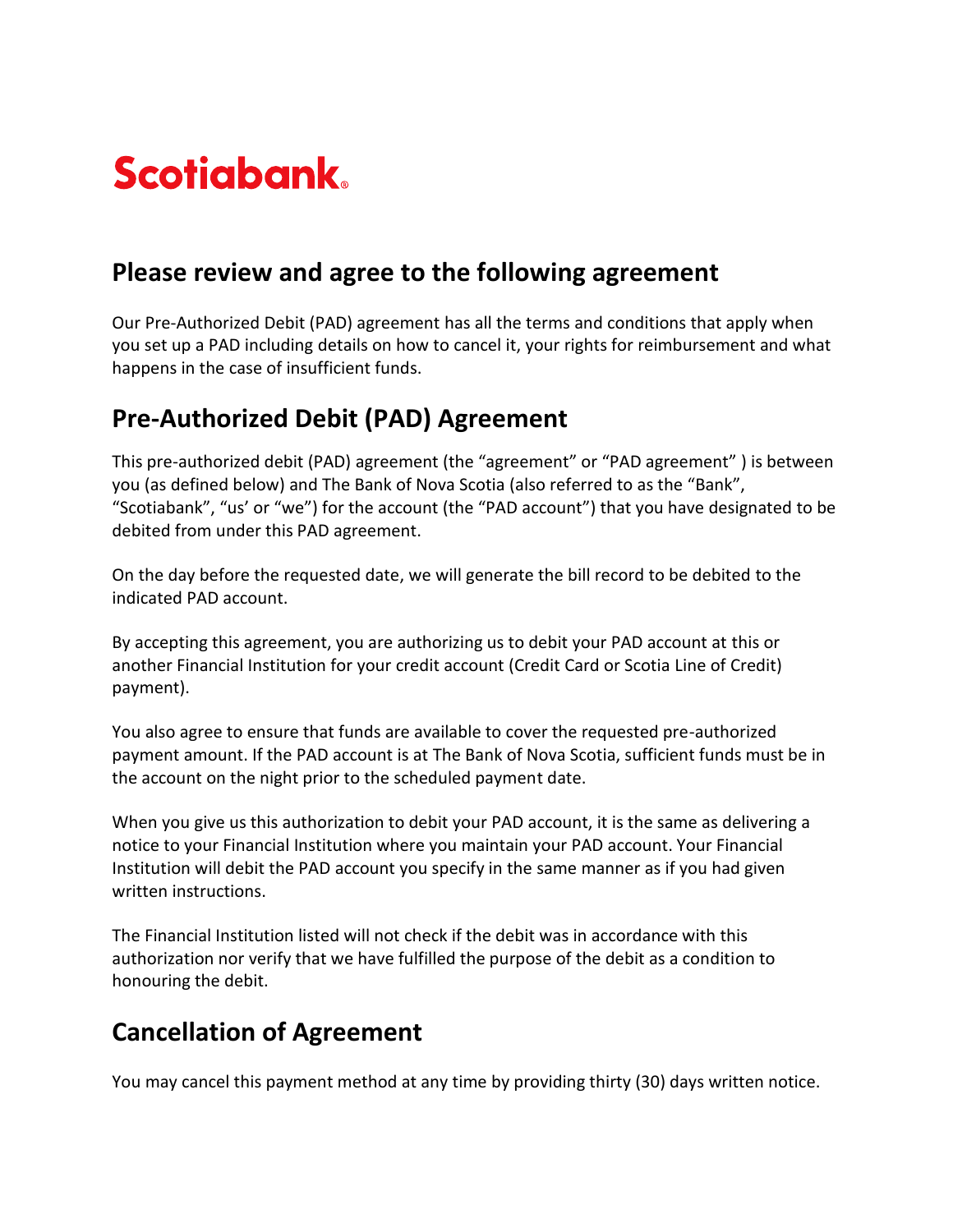# Scotiabank

## Please review and agree to the following agreement

Our Pre-Authorized Debit (PAD) agreement has all the terms and conditions that apply when you set up a PAD including details on how to cancel it, your rights for reimbursement and what happens in the case of insufficient funds.

## Pre-Authorized Debit (PAD) Agreement

This pre-authorized debit (PAD) agreement (the "agreement" or "PAD agreement" ) is between you (as defined below) and The Bank of Nova Scotia (also referred to as the "Bank", "Scotiabank", "us' or "we") for the account (the "PAD account") that you have designated to be debited from under this PAD agreement.

On the day before the requested date, we will generate the bill record to be debited to the indicated PAD account.

By accepting this agreement, you are authorizing us to debit your PAD account at this or another Financial Institution for your credit account (Credit Card or Scotia Line of Credit) payment).

You also agree to ensure that funds are available to cover the requested pre-authorized payment amount. If the PAD account is at The Bank of Nova Scotia, sufficient funds must be in the account on the night prior to the scheduled payment date.

When you give us this authorization to debit your PAD account, it is the same as delivering a notice to your Financial Institution where you maintain your PAD account. Your Financial Institution will debit the PAD account you specify in the same manner as if you had given written instructions.

The Financial Institution listed will not check if the debit was in accordance with this authorization nor verify that we have fulfilled the purpose of the debit as a condition to honouring the debit.

## Cancellation of Agreement

You may cancel this payment method at any time by providing thirty (30) days written notice.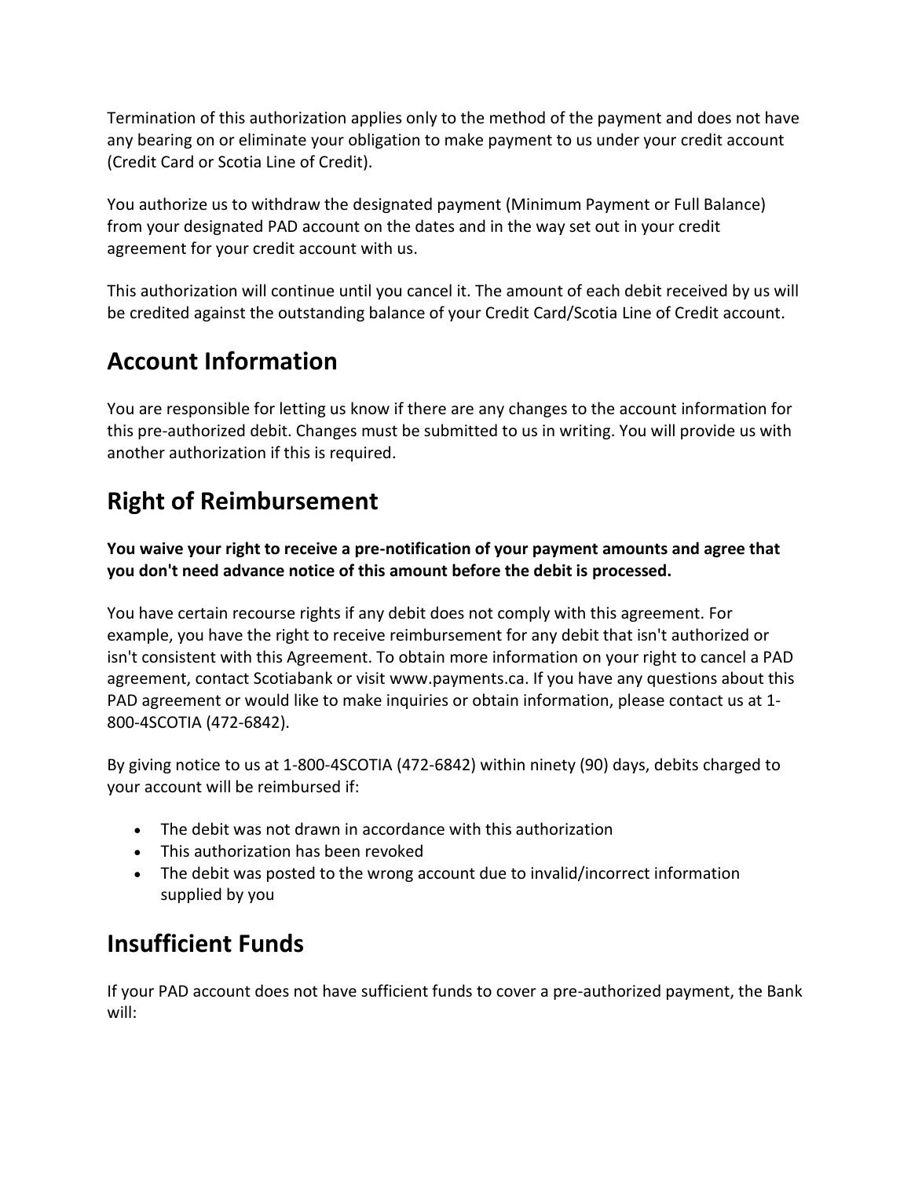Termination of this authorization applies only to the method of the payment and does not have any bearing on or eliminate your obligation to make payment to us under your credit account (Credit Card or Scotia Line of Credit).

You authorize us to withdraw the designated payment (Minimum Payment or Full Balance) from your designated PAD account on the dates and in the way set out in your credit agreement for your credit account with us.

This authorization will continue until you cancel it. The amount of each debit received by us will be credited against the outstanding balance of your Credit Card/Scotia Line of Credit account.

## Account Information

You are responsible for letting us know if there are any changes to the account information for this pre-authorized debit. Changes must be submitted to us in writing. You will provide us with another authorization if this is required.

## Right of Reimbursement

**You waive your right to receive a pre-notification of your payment amounts and agree that you don't need advance notice of this amount before the debit is processed.**

You have certain recourse rights if any debit does not comply with this agreement. For example, you have the right to receive reimbursement for any debit that isn't authorized or isn't consistent with this Agreement. To obtain more information on your right to cancel a PAD agreement, contact Scotiabank or visit www.payments.ca. If you have any questions about this PAD agreement or would like to make inquiries or obtain information, please contact us at 1-800-4SCOTIA (472-6842).

By giving notice to us at 1-800-4SCOTIA (472-6842) within ninety (90) days, debits charged to your account will be reimbursed if:

- The debit was not drawn in accordance with this authorization
- This authorization has been revoked
- The debit was posted to the wrong account due to invalid/incorrect information supplied by you

## Insufficient Funds

If your PAD account does not have sufficient funds to cover a pre-authorized payment, the Bank will: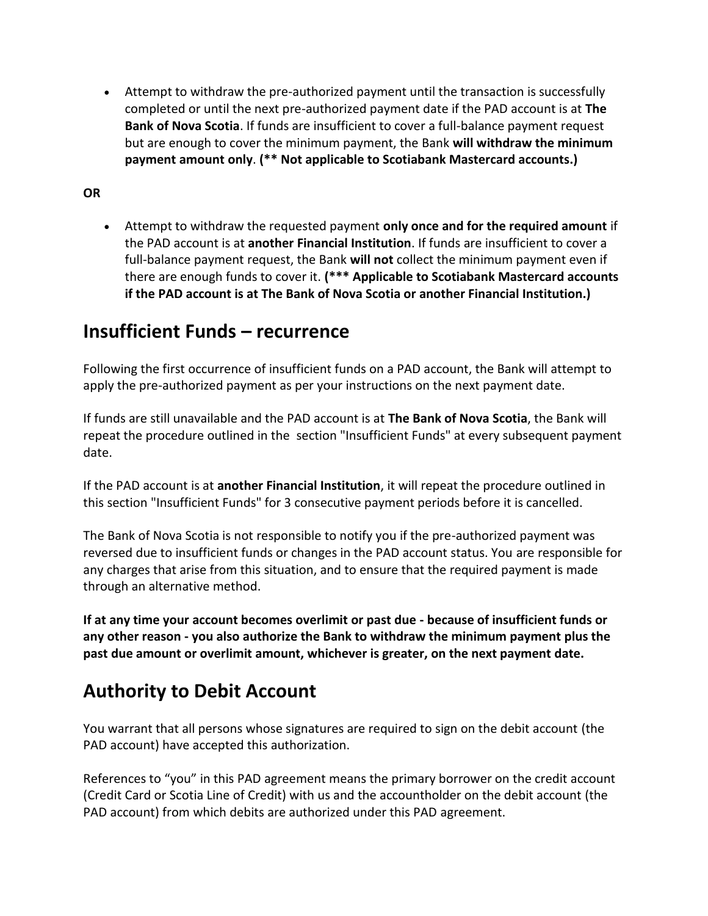- Attempt to withdraw the pre-authorized payment until the transaction is successfully completed or until the next pre-authorized payment date if the PAD account is at **The Bank of Nova Scotia**. If funds are insufficient to cover a full-balance payment request but are enough to cover the minimum payment, the Bank **will withdraw the minimum payment amount only**. **(** Not applicable to Scotiabank Mastercard accounts.)**

**OR**

- Attempt to withdraw the requested payment **only once and for the required amount** if the PAD account is at **another Financial Institution**. If funds are insufficient to cover a full-balance payment request, the Bank **will not** collect the minimum payment even if there are enough funds to cover it. **(*** Applicable to Scotiabank Mastercard accounts if the PAD account is at The Bank of Nova Scotia or another Financial Institution.)**

## Insufficient Funds – recurrence

Following the first occurrence of insufficient funds on a PAD account, the Bank will attempt to apply the pre-authorized payment as per your instructions on the next payment date.

If funds are still unavailable and the PAD account is at **The Bank of Nova Scotia**, the Bank will repeat the procedure outlined in the section "Insufficient Funds" at every subsequent payment date.

If the PAD account is at **another Financial Institution**, it will repeat the procedure outlined in this section "Insufficient Funds" for 3 consecutive payment periods before it is cancelled.

The Bank of Nova Scotia is not responsible to notify you if the pre-authorized payment was reversed due to insufficient funds or changes in the PAD account status. You are responsible for any charges that arise from this situation, and to ensure that the required payment is made through an alternative method.

**If at any time your account becomes overlimit or past due - because of insufficient funds or any other reason - you also authorize the Bank to withdraw the minimum payment plus the past due amount or overlimit amount, whichever is greater, on the next payment date.**

## Authority to Debit Account

You warrant that all persons whose signatures are required to sign on the debit account (the PAD account) have accepted this authorization.

References to “you” in this PAD agreement means the primary borrower on the credit account (Credit Card or Scotia Line of Credit) with us and the accountholder on the debit account (the PAD account) from which debits are authorized under this PAD agreement.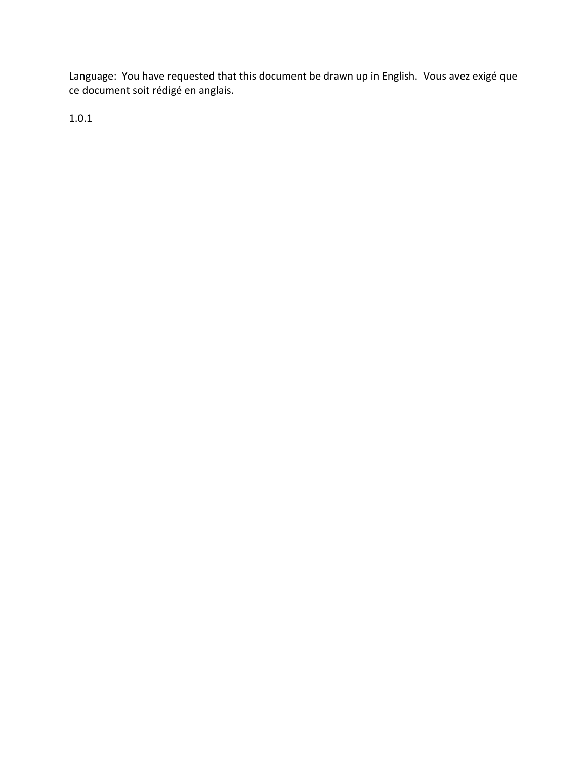Language: You have requested that this document be drawn up in English. Vous avez exigé que ce document soit rédigé en anglais.

1.0.1